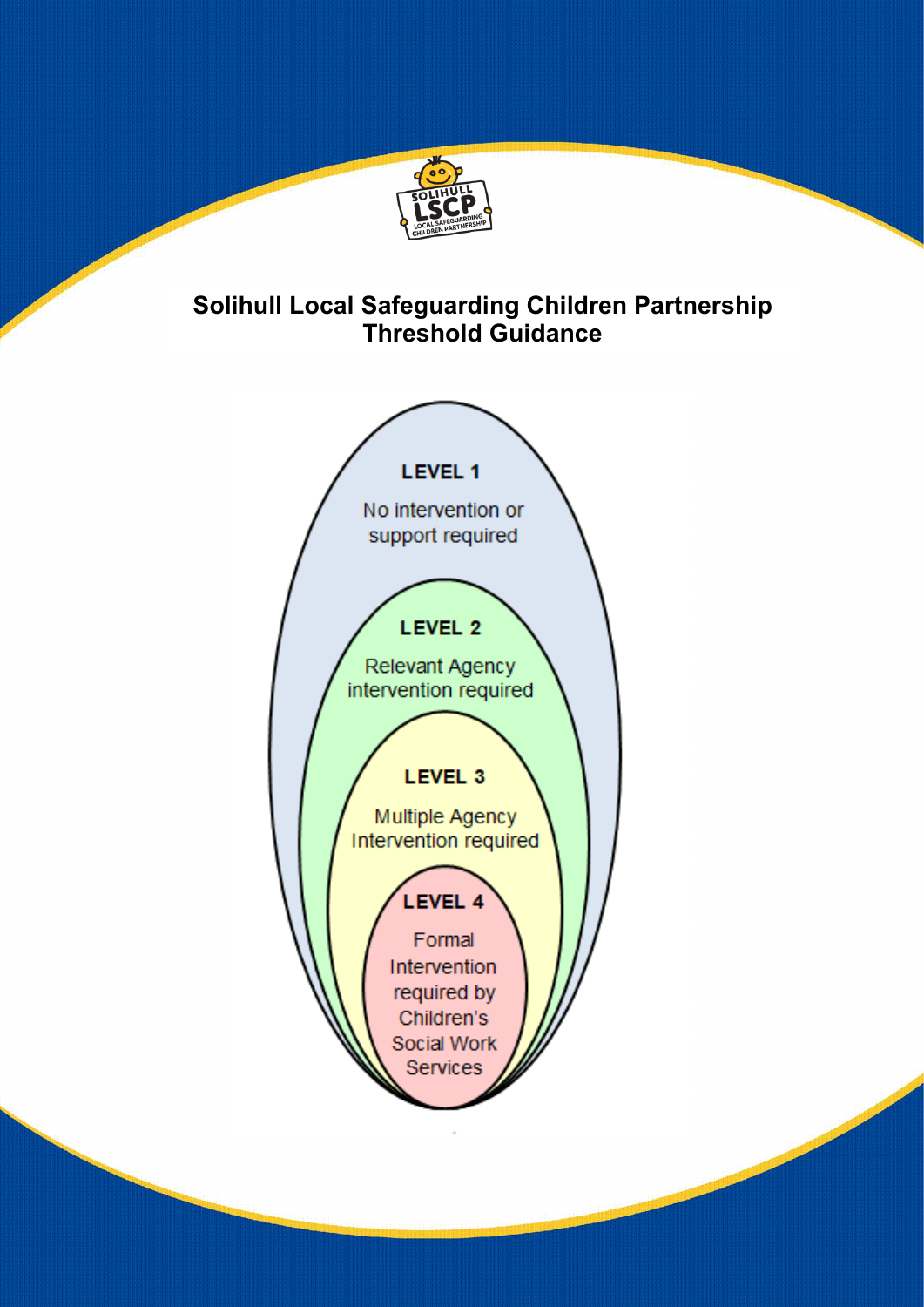# Solihull Local Safeguarding Children Partnership Threshold Guidance

**LEVEL 1**

No intervention or support required

**LEVEL 2**

Relevant Agency intervention required

**LEVEL 3**

Multiple Agency Intervention required

**LEVEL 4**

Formal Intervention required by Children's Social Work Services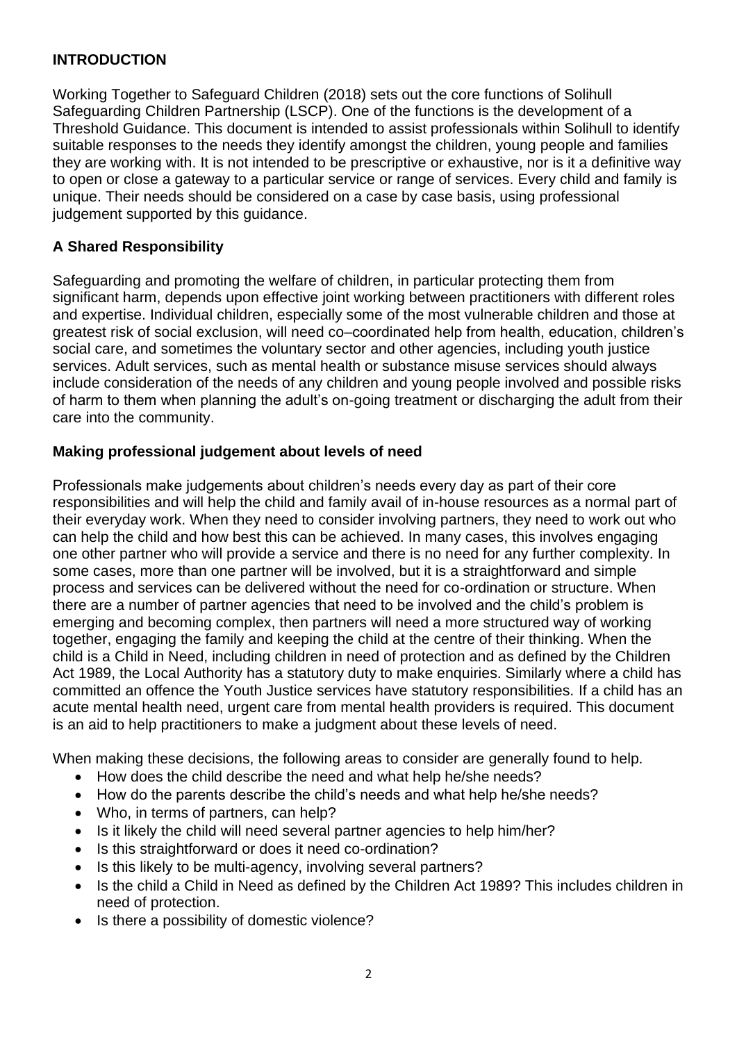## INTRODUCTION

Working Together to Safeguard Children (2018) sets out the core functions of Solihull Safeguarding Children Partnership (LSCP). One of the functions is the development of a Threshold Guidance. This document is intended to assist professionals within Solihull to identify suitable responses to the needs they identify amongst the children, young people and families they are working with. It is not intended to be prescriptive or exhaustive, nor is it a definitive way to open or close a gateway to a particular service or range of services. Every child and family is unique. Their needs should be considered on a case by case basis, using professional judgement supported by this guidance.

### A Shared Responsibility

Safeguarding and promoting the welfare of children, in particular protecting them from significant harm, depends upon effective joint working between practitioners with different roles and expertise. Individual children, especially some of the most vulnerable children and those at greatest risk of social exclusion, will need co–coordinated help from health, education, children's social care, and sometimes the voluntary sector and other agencies, including youth justice services. Adult services, such as mental health or substance misuse services should always include consideration of the needs of any children and young people involved and possible risks of harm to them when planning the adult's on-going treatment or discharging the adult from their care into the community.

### Making professional judgement about levels of need

Professionals make judgements about children's needs every day as part of their core responsibilities and will help the child and family avail of in-house resources as a normal part of their everyday work. When they need to consider involving partners, they need to work out who can help the child and how best this can be achieved. In many cases, this involves engaging one other partner who will provide a service and there is no need for any further complexity. In some cases, more than one partner will be involved, but it is a straightforward and simple process and services can be delivered without the need for co-ordination or structure. When there are a number of partner agencies that need to be involved and the child's problem is emerging and becoming complex, then partners will need a more structured way of working together, engaging the family and keeping the child at the centre of their thinking. When the child is a Child in Need, including children in need of protection and as defined by the Children Act 1989, the Local Authority has a statutory duty to make enquiries. Similarly where a child has committed an offence the Youth Justice services have statutory responsibilities. If a child has an acute mental health need, urgent care from mental health providers is required. This document is an aid to help practitioners to make a judgment about these levels of need.

When making these decisions, the following areas to consider are generally found to help.

- How does the child describe the need and what help he/she needs?
- How do the parents describe the child's needs and what help he/she needs?
- Who, in terms of partners, can help?
- Is it likely the child will need several partner agencies to help him/her?
- Is this straightforward or does it need co-ordination?
- Is this likely to be multi-agency, involving several partners?
- Is the child a Child in Need as defined by the Children Act 1989? This includes children in need of protection.
- Is there a possibility of domestic violence?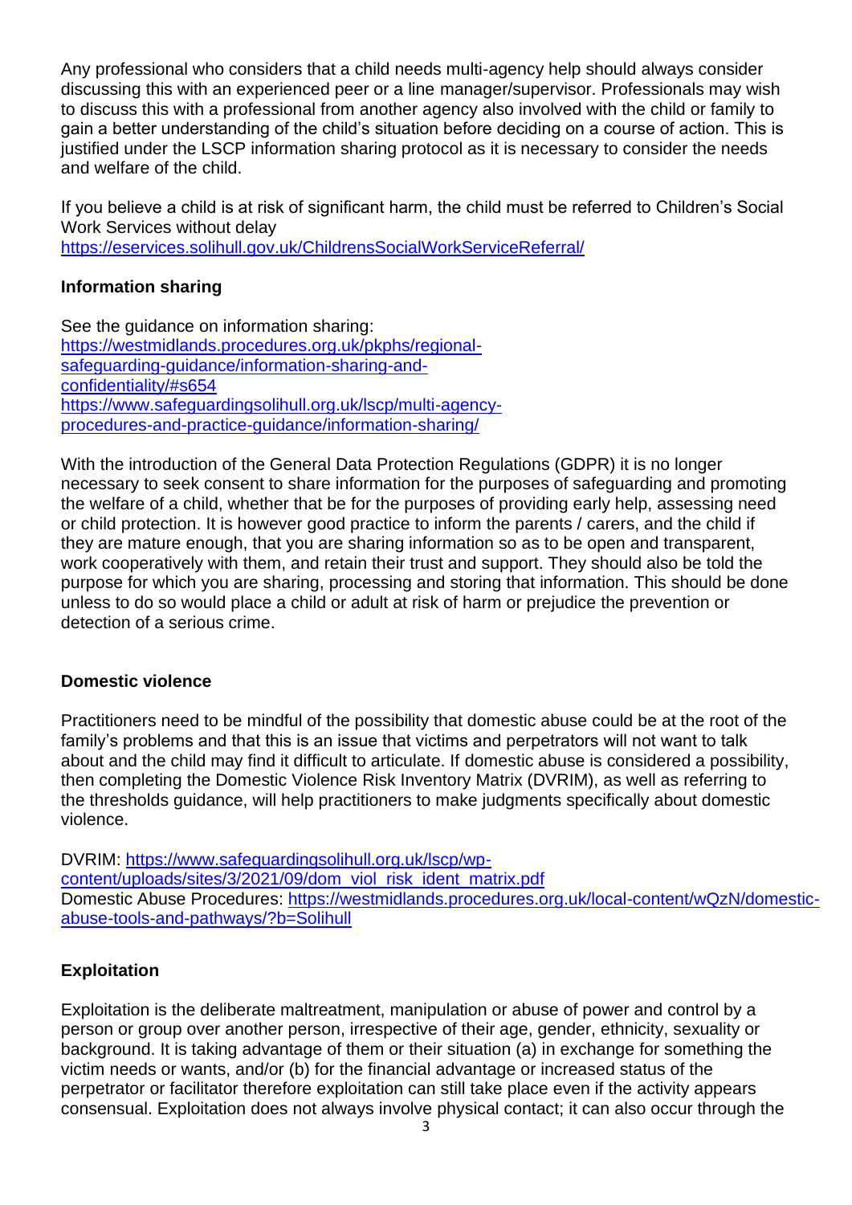Any professional who considers that a child needs multi-agency help should always consider discussing this with an experienced peer or a line manager/supervisor. Professionals may wish to discuss this with a professional from another agency also involved with the child or family to gain a better understanding of the child's situation before deciding on a course of action. This is justified under the LSCP information sharing protocol as it is necessary to consider the needs and welfare of the child.

If you believe a child is at risk of significant harm, the child must be referred to Children's Social Work Services without delay https://eservices.solihull.gov.uk/ChildrensSocialWorkServiceReferral/

**Information sharing**

See the guidance on information sharing:
https://westmidlands.procedures.org.uk/pkphs/regional-safeguarding-guidance/information-sharing-and-confidentiality/#s654
https://www.safeguardingsolihull.org.uk/lscp/multi-agency-procedures-and-practice-guidance/information-sharing/

With the introduction of the General Data Protection Regulations (GDPR) it is no longer necessary to seek consent to share information for the purposes of safeguarding and promoting the welfare of a child, whether that be for the purposes of providing early help, assessing need or child protection. It is however good practice to inform the parents / carers, and the child if they are mature enough, that you are sharing information so as to be open and transparent, work cooperatively with them, and retain their trust and support. They should also be told the purpose for which you are sharing, processing and storing that information. This should be done unless to do so would place a child or adult at risk of harm or prejudice the prevention or detection of a serious crime.

**Domestic violence**

Practitioners need to be mindful of the possibility that domestic abuse could be at the root of the family's problems and that this is an issue that victims and perpetrators will not want to talk about and the child may find it difficult to articulate. If domestic abuse is considered a possibility, then completing the Domestic Violence Risk Inventory Matrix (DVRIM), as well as referring to the thresholds guidance, will help practitioners to make judgments specifically about domestic violence.

DVRIM: https://www.safeguardingsolihull.org.uk/lscp/wp-content/uploads/sites/3/2021/09/dom_viol_risk_ident_matrix.pdf
Domestic Abuse Procedures: https://westmidlands.procedures.org.uk/local-content/wQzN/domestic-abuse-tools-and-pathways/?b=Solihull

**Exploitation**

Exploitation is the deliberate maltreatment, manipulation or abuse of power and control by a person or group over another person, irrespective of their age, gender, ethnicity, sexuality or background. It is taking advantage of them or their situation (a) in exchange for something the victim needs or wants, and/or (b) for the financial advantage or increased status of the perpetrator or facilitator therefore exploitation can still take place even if the activity appears consensual. Exploitation does not always involve physical contact; it can also occur through the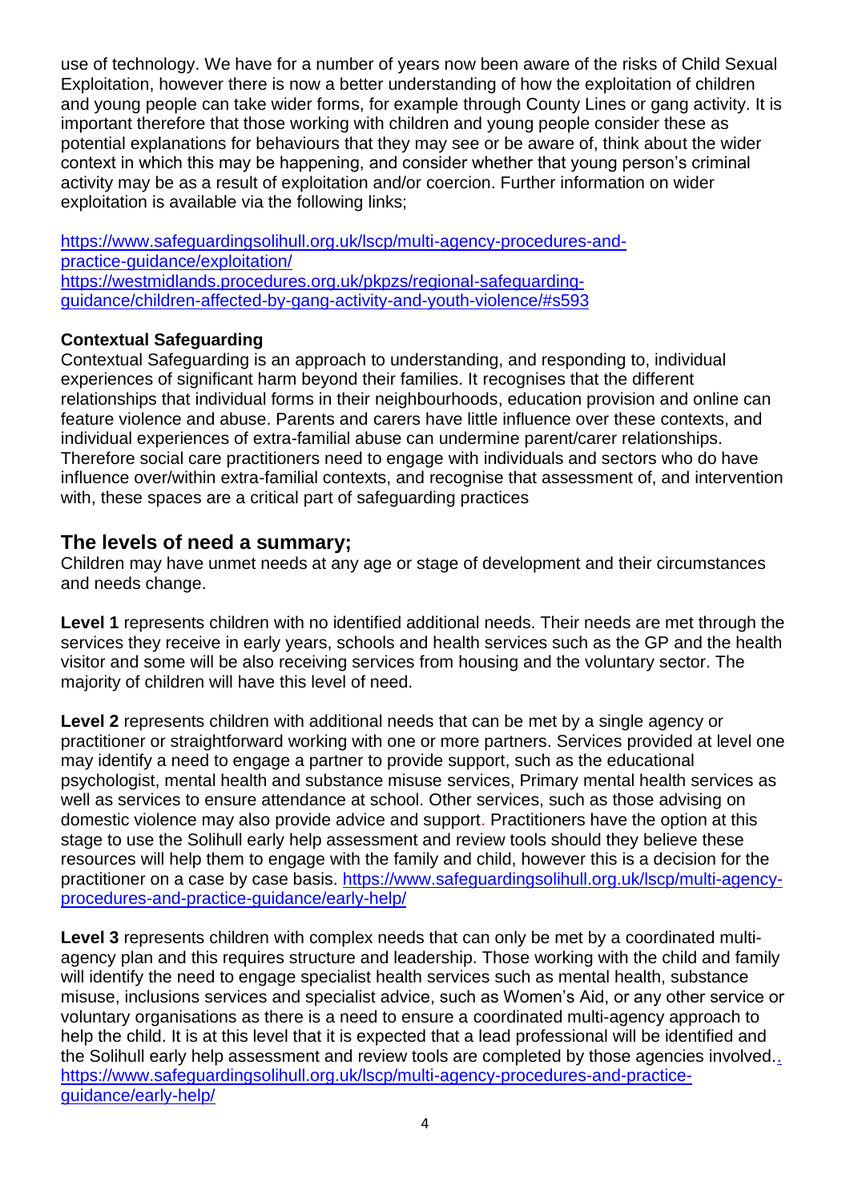use of technology. We have for a number of years now been aware of the risks of Child Sexual Exploitation, however there is now a better understanding of how the exploitation of children and young people can take wider forms, for example through County Lines or gang activity. It is important therefore that those working with children and young people consider these as potential explanations for behaviours that they may see or be aware of, think about the wider context in which this may be happening, and consider whether that young person's criminal activity may be as a result of exploitation and/or coercion. Further information on wider exploitation is available via the following links;

https://www.safeguardingsolihull.org.uk/lscp/multi-agency-procedures-and-practice-guidance/exploitation/
https://westmidlands.procedures.org.uk/pkpzs/regional-safeguarding-guidance/children-affected-by-gang-activity-and-youth-violence/#s593

**Contextual Safeguarding**
Contextual Safeguarding is an approach to understanding, and responding to, individual experiences of significant harm beyond their families. It recognises that the different relationships that individual forms in their neighbourhoods, education provision and online can feature violence and abuse. Parents and carers have little influence over these contexts, and individual experiences of extra-familial abuse can undermine parent/carer relationships. Therefore social care practitioners need to engage with individuals and sectors who do have influence over/within extra-familial contexts, and recognise that assessment of, and intervention with, these spaces are a critical part of safeguarding practices

## The levels of need a summary;

Children may have unmet needs at any age or stage of development and their circumstances and needs change.

**Level 1** represents children with no identified additional needs. Their needs are met through the services they receive in early years, schools and health services such as the GP and the health visitor and some will be also receiving services from housing and the voluntary sector. The majority of children will have this level of need.

**Level 2** represents children with additional needs that can be met by a single agency or practitioner or straightforward working with one or more partners. Services provided at level one may identify a need to engage a partner to provide support, such as the educational psychologist, mental health and substance misuse services, Primary mental health services as well as services to ensure attendance at school. Other services, such as those advising on domestic violence may also provide advice and support. Practitioners have the option at this stage to use the Solihull early help assessment and review tools should they believe these resources will help them to engage with the family and child, however this is a decision for the practitioner on a case by case basis. https://www.safeguardingsolihull.org.uk/lscp/multi-agency-procedures-and-practice-guidance/early-help/

**Level 3** represents children with complex needs that can only be met by a coordinated multi-agency plan and this requires structure and leadership. Those working with the child and family will identify the need to engage specialist health services such as mental health, substance misuse, inclusions services and specialist advice, such as Women's Aid, or any other service or voluntary organisations as there is a need to ensure a coordinated multi-agency approach to help the child. It is at this level that it is expected that a lead professional will be identified and the Solihull early help assessment and review tools are completed by those agencies involved.. https://www.safeguardingsolihull.org.uk/lscp/multi-agency-procedures-and-practice-guidance/early-help/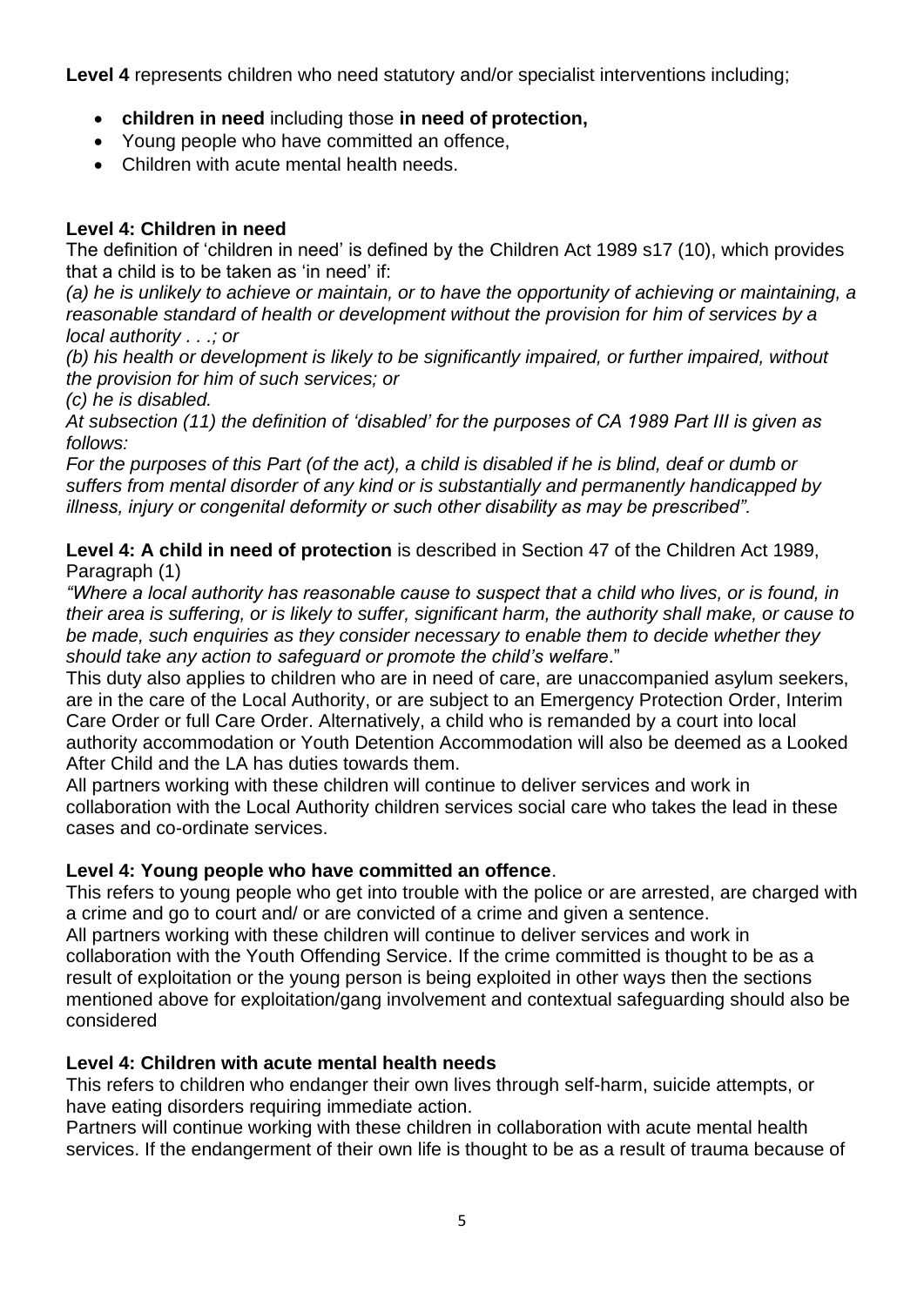**Level 4** represents children who need statutory and/or specialist interventions including;

- **children in need** including those **in need of protection,**
- Young people who have committed an offence,
- Children with acute mental health needs.

**Level 4: Children in need**

The definition of 'children in need' is defined by the Children Act 1989 s17 (10), which provides that a child is to be taken as 'in need' if:

*(a) he is unlikely to achieve or maintain, or to have the opportunity of achieving or maintaining, a reasonable standard of health or development without the provision for him of services by a local authority . . .; or*

*(b) his health or development is likely to be significantly impaired, or further impaired, without the provision for him of such services; or*

*(c) he is disabled.*

*At subsection (11) the definition of 'disabled' for the purposes of CA 1989 Part III is given as follows:*

*For the purposes of this Part (of the act), a child is disabled if he is blind, deaf or dumb or suffers from mental disorder of any kind or is substantially and permanently handicapped by illness, injury or congenital deformity or such other disability as may be prescribed".*

**Level 4: A child in need of protection** is described in Section 47 of the Children Act 1989, Paragraph (1)

*"Where a local authority has reasonable cause to suspect that a child who lives, or is found, in their area is suffering, or is likely to suffer, significant harm, the authority shall make, or cause to be made, such enquiries as they consider necessary to enable them to decide whether they should take any action to safeguard or promote the child's welfare*."

This duty also applies to children who are in need of care, are unaccompanied asylum seekers, are in the care of the Local Authority, or are subject to an Emergency Protection Order, Interim Care Order or full Care Order. Alternatively, a child who is remanded by a court into local authority accommodation or Youth Detention Accommodation will also be deemed as a Looked After Child and the LA has duties towards them.

All partners working with these children will continue to deliver services and work in collaboration with the Local Authority children services social care who takes the lead in these cases and co-ordinate services.

**Level 4: Young people who have committed an offence**.

This refers to young people who get into trouble with the police or are arrested, are charged with a crime and go to court and/ or are convicted of a crime and given a sentence.

All partners working with these children will continue to deliver services and work in collaboration with the Youth Offending Service. If the crime committed is thought to be as a result of exploitation or the young person is being exploited in other ways then the sections mentioned above for exploitation/gang involvement and contextual safeguarding should also be considered

**Level 4: Children with acute mental health needs**

This refers to children who endanger their own lives through self-harm, suicide attempts, or have eating disorders requiring immediate action.

Partners will continue working with these children in collaboration with acute mental health services. If the endangerment of their own life is thought to be as a result of trauma because of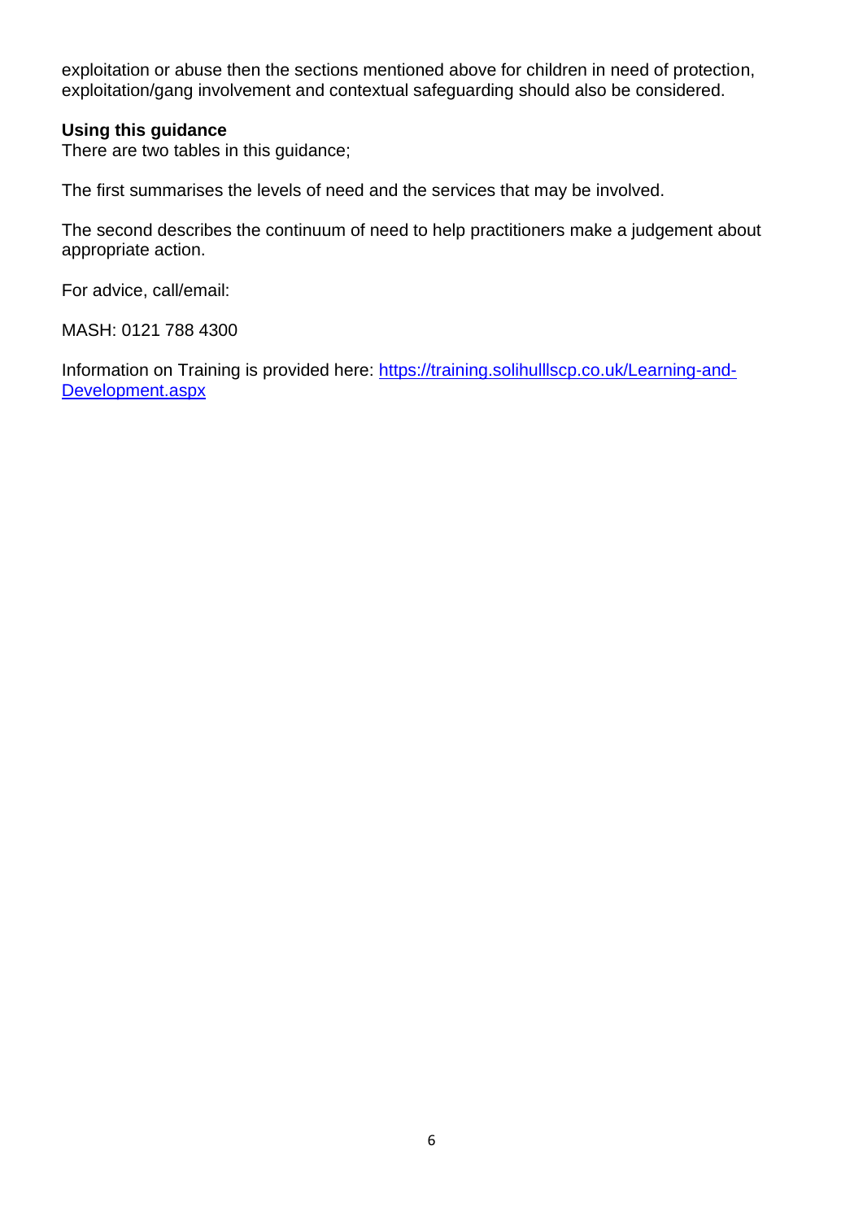exploitation or abuse then the sections mentioned above for children in need of protection, exploitation/gang involvement and contextual safeguarding should also be considered.

**Using this guidance**

There are two tables in this guidance;

The first summarises the levels of need and the services that may be involved.

The second describes the continuum of need to help practitioners make a judgement about appropriate action.

For advice, call/email:

MASH: 0121 788 4300

Information on Training is provided here: [https://training.solihulllscp.co.uk/Learning-and-Development.aspx](https://training.solihulllscp.co.uk/Learning-and-Development.aspx)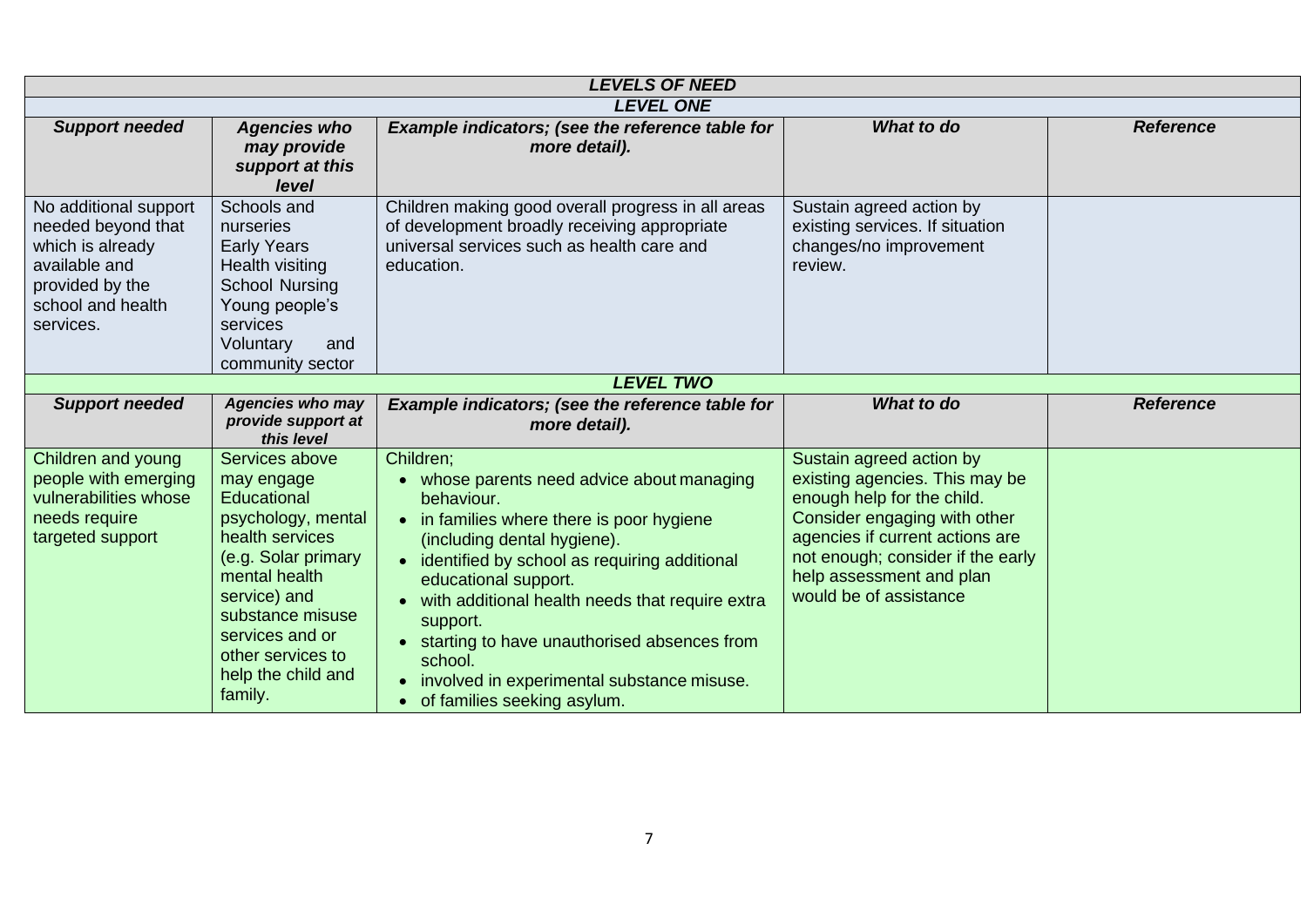| ***LEVELS OF NEED*** | | | | |
|---|---|---|---|---|
| ***LEVEL ONE*** | | | | |
| ***Support needed*** | ***Agencies who may provide support at this level*** | ***Example indicators; (see the reference table for more detail).*** | ***What to do*** | ***Reference*** |
| No additional support needed beyond that which is already available and provided by the school and health services. | Schools and nurseries<br>Early Years<br>Health visiting<br>School Nursing<br>Young people's services<br>Voluntary and community sector | Children making good overall progress in all areas of development broadly receiving appropriate universal services such as health care and education. | Sustain agreed action by existing services. If situation changes/no improvement review. | |
| ***LEVEL TWO*** | | | | |
| ***Support needed*** | ***Agencies who may provide support at this level*** | ***Example indicators; (see the reference table for more detail).*** | ***What to do*** | ***Reference*** |
| Children and young people with emerging vulnerabilities whose needs require targeted support | Services above may engage Educational psychology, mental health services (e.g. Solar primary mental health service) and substance misuse services and or other services to help the child and family. | Children;<br>• whose parents need advice about managing behaviour.<br>• in families where there is poor hygiene (including dental hygiene).<br>• identified by school as requiring additional educational support.<br>• with additional health needs that require extra support.<br>• starting to have unauthorised absences from school.<br>• involved in experimental substance misuse.<br>• of families seeking asylum. | Sustain agreed action by existing agencies. This may be enough help for the child. Consider engaging with other agencies if current actions are not enough; consider if the early help assessment and plan would be of assistance | |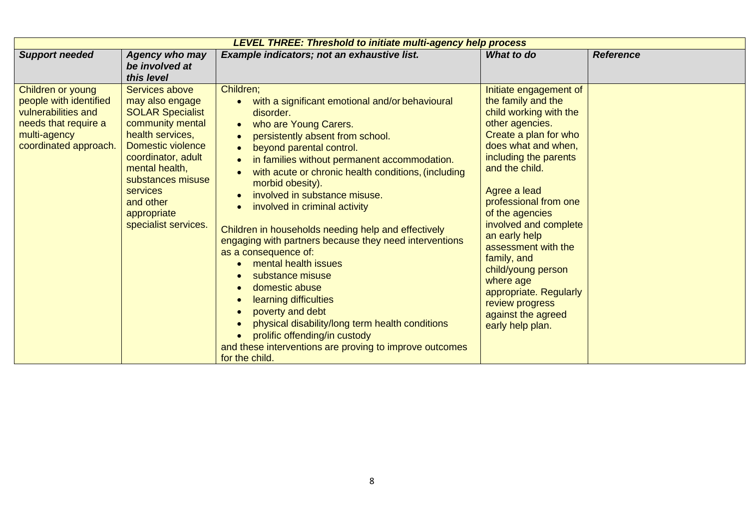| ***LEVEL THREE: Threshold to initiate multi-agency help process*** | | | | |
|---|---|---|---|---|
| ***Support needed*** | ***Agency who may be involved at this level*** | ***Example indicators; not an exhaustive list.*** | ***What to do*** | ***Reference*** |
| Children or young people with identified vulnerabilities and needs that require a multi-agency coordinated approach. | Services above may also engage SOLAR Specialist community mental health services, Domestic violence coordinator, adult mental health, substances misuse services and other appropriate specialist services. | Children;<br>• with a significant emotional and/or behavioural disorder.<br>• who are Young Carers.<br>• persistently absent from school.<br>• beyond parental control.<br>• in families without permanent accommodation.<br>• with acute or chronic health conditions, (including morbid obesity).<br>• involved in substance misuse.<br>• involved in criminal activity<br><br>Children in households needing help and effectively engaging with partners because they need interventions as a consequence of:<br>• mental health issues<br>• substance misuse<br>• domestic abuse<br>• learning difficulties<br>• poverty and debt<br>• physical disability/long term health conditions<br>• prolific offending/in custody<br>and these interventions are proving to improve outcomes for the child. | Initiate engagement of the family and the child working with the other agencies.<br>Create a plan for who does what and when, including the parents and the child.<br><br>Agree a lead professional from one of the agencies involved and complete an early help assessment with the family, and child/young person where age appropriate. Regularly review progress against the agreed early help plan. | |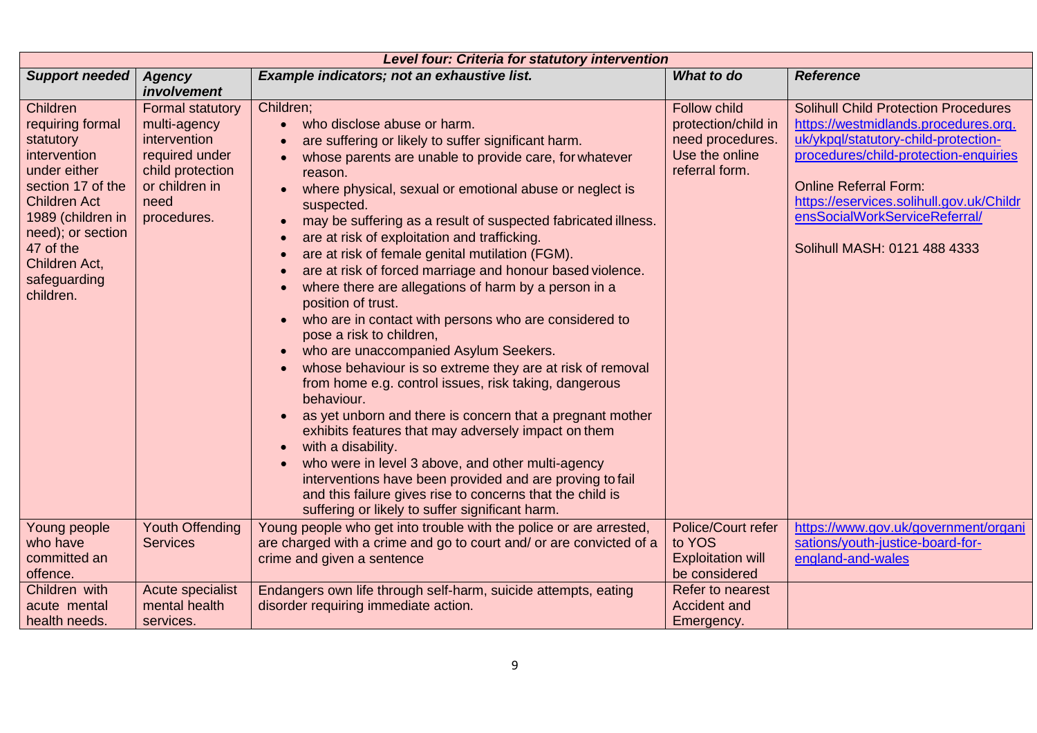| Level four: Criteria for statutory intervention | | | | |
|---|---|---|---|---|
| ***Support needed*** | ***Agency involvement*** | ***Example indicators; not an exhaustive list.*** | ***What to do*** | ***Reference*** |
| Children requiring formal statutory intervention under either section 17 of the Children Act 1989 (children in need); or section 47 of the Children Act, safeguarding children. | Formal statutory multi-agency intervention required under child protection or children in need procedures. | Children;<br>• who disclose abuse or harm.<br>• are suffering or likely to suffer significant harm.<br>• whose parents are unable to provide care, for whatever reason.<br>• where physical, sexual or emotional abuse or neglect is suspected.<br>• may be suffering as a result of suspected fabricated illness.<br>• are at risk of exploitation and trafficking.<br>• are at risk of female genital mutilation (FGM).<br>• are at risk of forced marriage and honour based violence.<br>• where there are allegations of harm by a person in a position of trust.<br>• who are in contact with persons who are considered to pose a risk to children,<br>• who are unaccompanied Asylum Seekers.<br>• whose behaviour is so extreme they are at risk of removal from home e.g. control issues, risk taking, dangerous behaviour.<br>• as yet unborn and there is concern that a pregnant mother exhibits features that may adversely impact on them<br>• with a disability.<br>• who were in level 3 above, and other multi-agency interventions have been provided and are proving to fail and this failure gives rise to concerns that the child is suffering or likely to suffer significant harm. | Follow child protection/child in need procedures. Use the online referral form. | Solihull Child Protection Procedures https://westmidlands.procedures.org.uk/ykpql/statutory-child-protection-procedures/child-protection-enquiries<br><br>Online Referral Form: https://eservices.solihull.gov.uk/ChildrensSocialWorkServiceReferral/<br><br>Solihull MASH: 0121 488 4333 |
| Young people who have committed an offence. | Youth Offending Services | Young people who get into trouble with the police or are arrested, are charged with a crime and go to court and/ or are convicted of a crime and given a sentence | Police/Court refer to YOS Exploitation will be considered | https://www.gov.uk/government/organisations/youth-justice-board-for-england-and-wales |
| Children with acute mental health needs. | Acute specialist mental health services. | Endangers own life through self-harm, suicide attempts, eating disorder requiring immediate action. | Refer to nearest Accident and Emergency. | |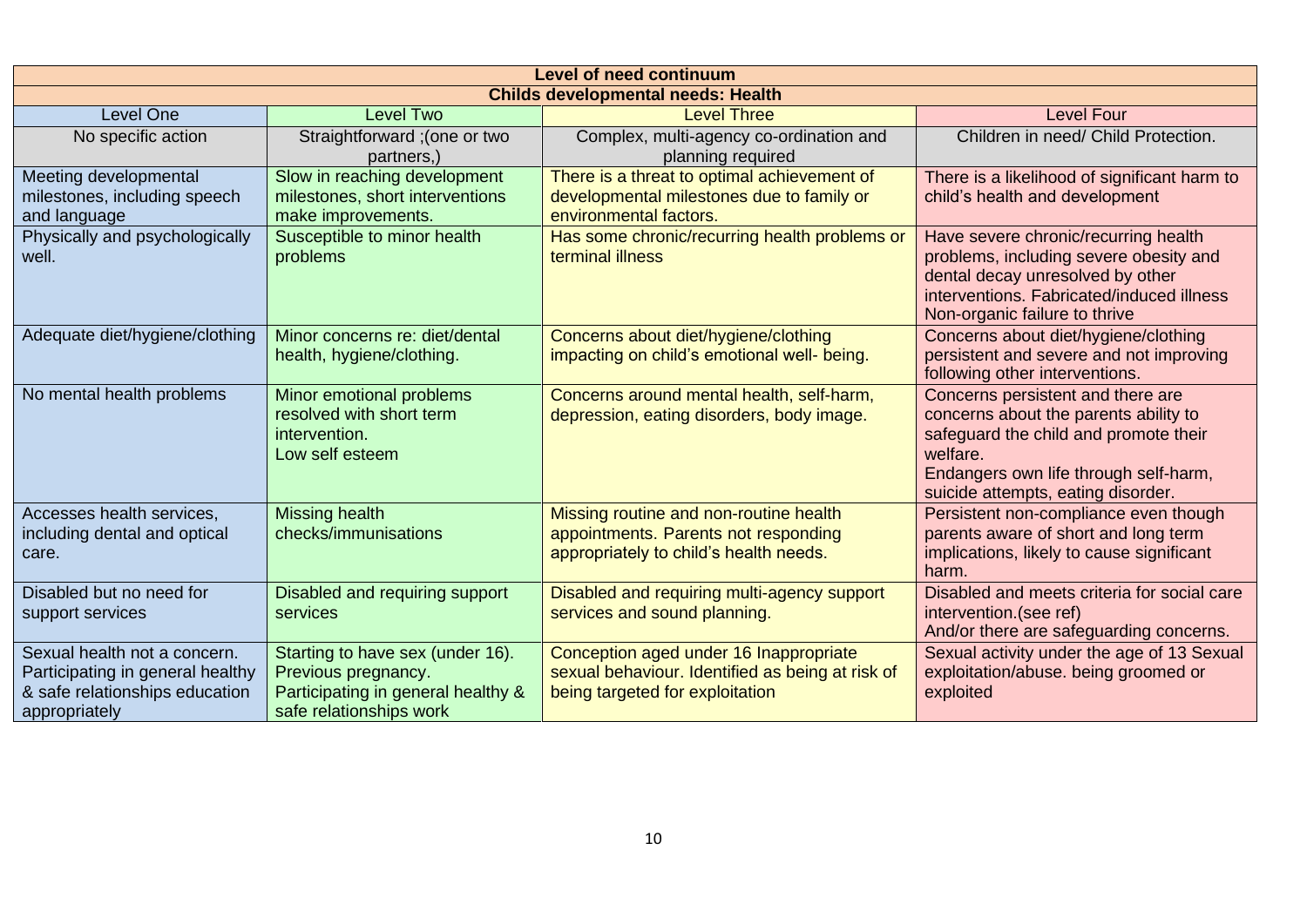| Level of need continuum | | | |
|---|---|---|---|
| **Childs developmental needs: Health** | | | |
| Level One | Level Two | Level Three | Level Four |
| No specific action | Straightforward ;(one or two partners,) | Complex, multi-agency co-ordination and planning required | Children in need/ Child Protection. |
| Meeting developmental milestones, including speech and language | Slow in reaching development milestones, short interventions make improvements. | There is a threat to optimal achievement of developmental milestones due to family or environmental factors. | There is a likelihood of significant harm to child's health and development |
| Physically and psychologically well. | Susceptible to minor health problems | Has some chronic/recurring health problems or terminal illness | Have severe chronic/recurring health problems, including severe obesity and dental decay unresolved by other interventions. Fabricated/induced illness Non-organic failure to thrive |
| Adequate diet/hygiene/clothing | Minor concerns re: diet/dental health, hygiene/clothing. | Concerns about diet/hygiene/clothing impacting on child's emotional well- being. | Concerns about diet/hygiene/clothing persistent and severe and not improving following other interventions. |
| No mental health problems | Minor emotional problems resolved with short term intervention.<br>Low self esteem | Concerns around mental health, self-harm, depression, eating disorders, body image. | Concerns persistent and there are concerns about the parents ability to safeguard the child and promote their welfare.<br>Endangers own life through self-harm, suicide attempts, eating disorder. |
| Accesses health services, including dental and optical care. | Missing health checks/immunisations | Missing routine and non-routine health appointments. Parents not responding appropriately to child's health needs. | Persistent non-compliance even though parents aware of short and long term implications, likely to cause significant harm. |
| Disabled but no need for support services | Disabled and requiring support services | Disabled and requiring multi-agency support services and sound planning. | Disabled and meets criteria for social care intervention.(see ref)<br>And/or there are safeguarding concerns. |
| Sexual health not a concern. Participating in general healthy & safe relationships education appropriately | Starting to have sex (under 16). Previous pregnancy. Participating in general healthy & safe relationships work | Conception aged under 16 Inappropriate sexual behaviour. Identified as being at risk of being targeted for exploitation | Sexual activity under the age of 13 Sexual exploitation/abuse. being groomed or exploited |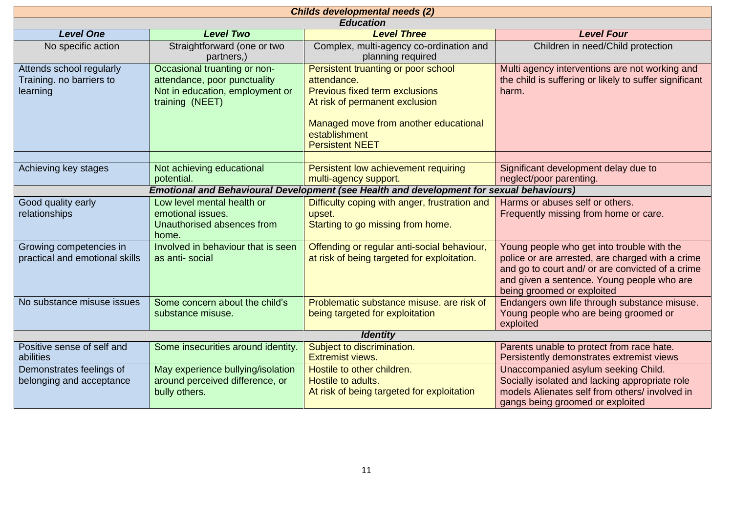| ***Childs developmental needs (2)*** | | | |
|---|---|---|---|
| ***Education*** | | | |
| ***Level One*** | ***Level Two*** | ***Level Three*** | ***Level Four*** |
| No specific action | Straightforward (one or two partners,) | Complex, multi-agency co-ordination and planning required | Children in need/Child protection |
| Attends school regularly Training. no barriers to learning | Occasional truanting or non-attendance, poor punctuality<br>Not in education, employment or training (NEET) | Persistent truanting or poor school attendance.<br>Previous fixed term exclusions<br>At risk of permanent exclusion<br><br>Managed move from another educational establishment<br>Persistent NEET | Multi agency interventions are not working and the child is suffering or likely to suffer significant harm. |
| | | | |
| Achieving key stages | Not achieving educational potential. | Persistent low achievement requiring multi-agency support. | Significant development delay due to neglect/poor parenting. |
| ***Emotional and Behavioural Development (see Health and development for sexual behaviours)*** | | | |
| Good quality early relationships | Low level mental health or emotional issues.<br>Unauthorised absences from home. | Difficulty coping with anger, frustration and upset.<br>Starting to go missing from home. | Harms or abuses self or others.<br>Frequently missing from home or care. |
| Growing competencies in practical and emotional skills | Involved in behaviour that is seen as anti- social | Offending or regular anti-social behaviour, at risk of being targeted for exploitation. | Young people who get into trouble with the police or are arrested, are charged with a crime and go to court and/ or are convicted of a crime and given a sentence. Young people who are being groomed or exploited |
| No substance misuse issues | Some concern about the child's substance misuse. | Problematic substance misuse. are risk of being targeted for exploitation | Endangers own life through substance misuse. Young people who are being groomed or exploited |
| ***Identity*** | | | |
| Positive sense of self and abilities | Some insecurities around identity. | Subject to discrimination.<br>Extremist views. | Parents unable to protect from race hate.<br>Persistently demonstrates extremist views |
| Demonstrates feelings of belonging and acceptance | May experience bullying/isolation around perceived difference, or bully others. | Hostile to other children.<br>Hostile to adults.<br>At risk of being targeted for exploitation | Unaccompanied asylum seeking Child.<br>Socially isolated and lacking appropriate role models Alienates self from others/ involved in gangs being groomed or exploited |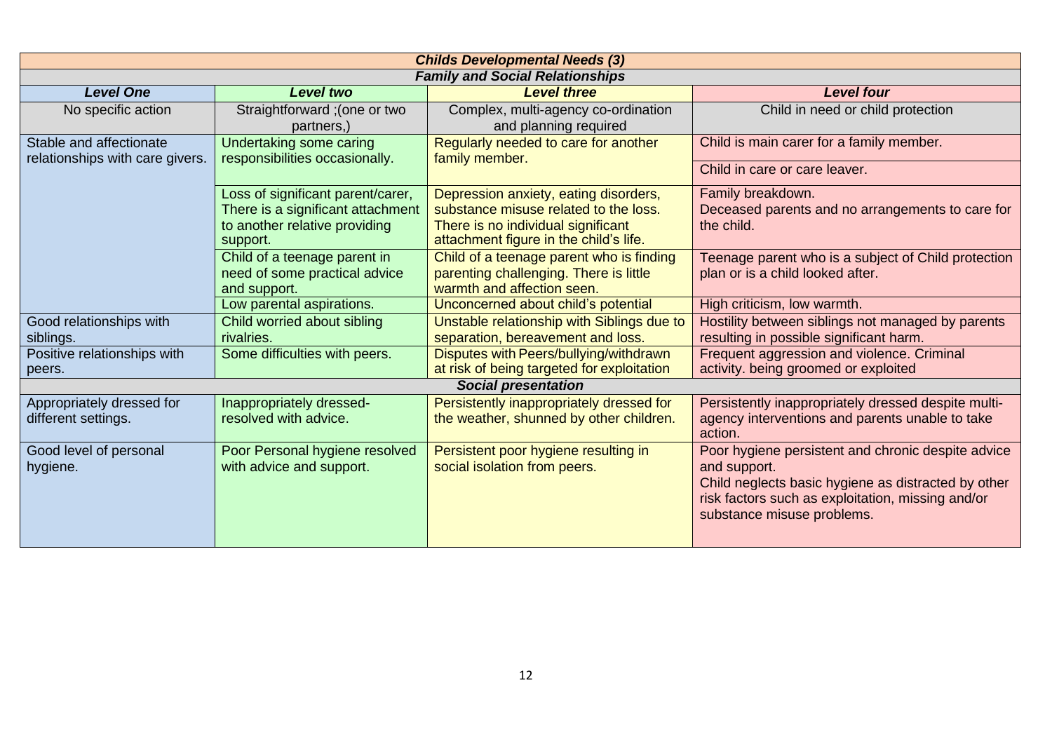| ***Childs Developmental Needs (3)*** | | | |
|---|---|---|---|
| ***Family and Social Relationships*** | | | |
| ***Level One*** | ***Level two*** | ***Level three*** | ***Level four*** |
| No specific action | Straightforward ;(one or two partners,) | Complex, multi-agency co-ordination and planning required | Child in need or child protection |
| Stable and affectionate relationships with care givers. | Undertaking some caring responsibilities occasionally. | Regularly needed to care for another family member. | Child is main carer for a family member. |
| | | | Child in care or care leaver. |
| | Loss of significant parent/carer, There is a significant attachment to another relative providing support. | Depression anxiety, eating disorders, substance misuse related to the loss. There is no individual significant attachment figure in the child's life. | Family breakdown. Deceased parents and no arrangements to care for the child. |
| | Child of a teenage parent in need of some practical advice and support. | Child of a teenage parent who is finding parenting challenging. There is little warmth and affection seen. | Teenage parent who is a subject of Child protection plan or is a child looked after. |
| | Low parental aspirations. | Unconcerned about child's potential | High criticism, low warmth. |
| Good relationships with siblings. | Child worried about sibling rivalries. | Unstable relationship with Siblings due to separation, bereavement and loss. | Hostility between siblings not managed by parents resulting in possible significant harm. |
| Positive relationships with peers. | Some difficulties with peers. | Disputes with Peers/bullying/withdrawn at risk of being targeted for exploitation | Frequent aggression and violence. Criminal activity. being groomed or exploited |
| ***Social presentation*** | | | |
| Appropriately dressed for different settings. | Inappropriately dressed- resolved with advice. | Persistently inappropriately dressed for the weather, shunned by other children. | Persistently inappropriately dressed despite multi-agency interventions and parents unable to take action. |
| Good level of personal hygiene. | Poor Personal hygiene resolved with advice and support. | Persistent poor hygiene resulting in social isolation from peers. | Poor hygiene persistent and chronic despite advice and support. Child neglects basic hygiene as distracted by other risk factors such as exploitation, missing and/or substance misuse problems. |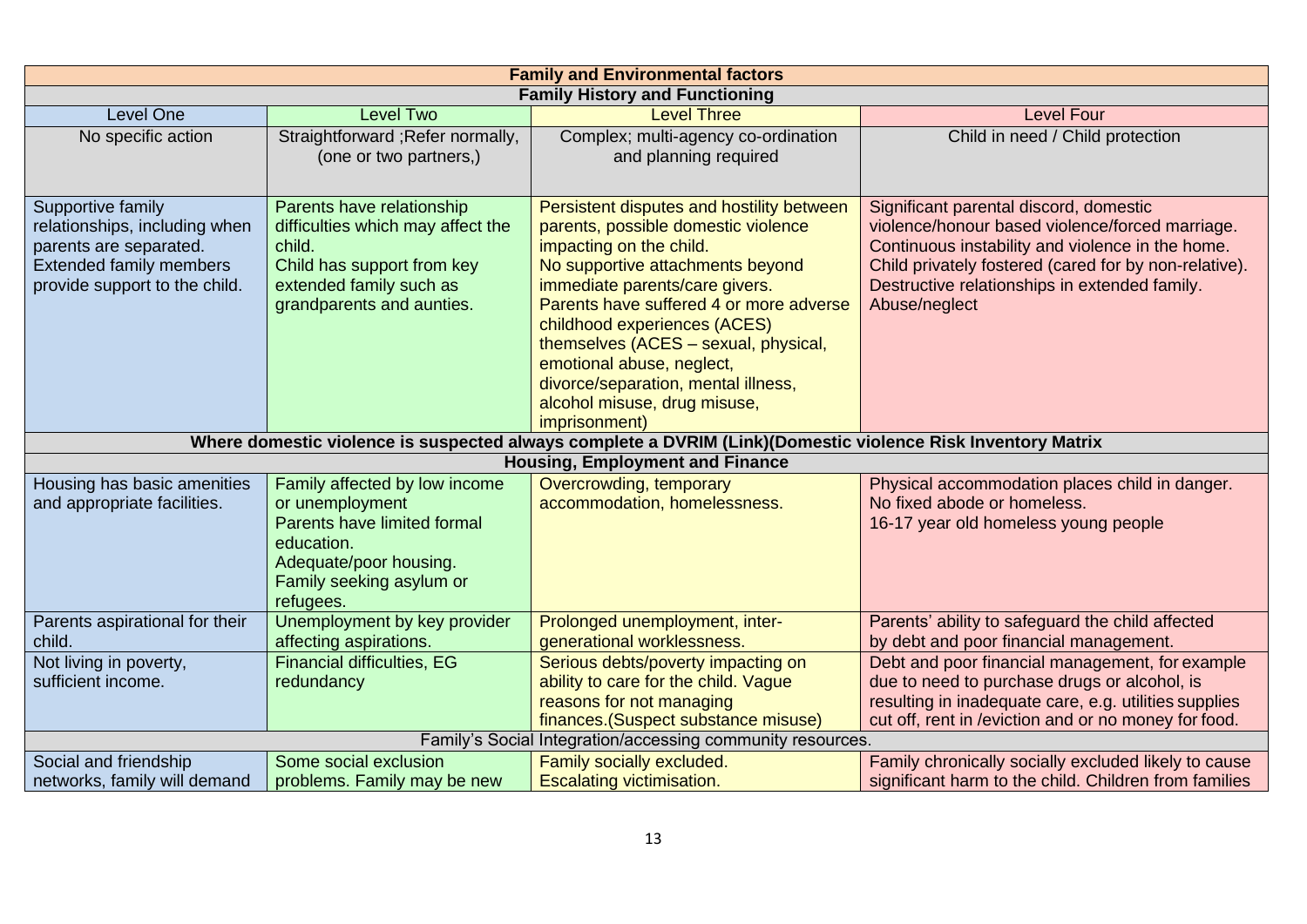| Family and Environmental factors | | | |
|---|---|---|---|
| **Family History and Functioning** | | | |
| Level One | Level Two | Level Three | Level Four |
| No specific action | Straightforward ;Refer normally, (one or two partners,) | Complex; multi-agency co-ordination and planning required | Child in need / Child protection |
| Supportive family relationships, including when parents are separated.<br>Extended family members provide support to the child. | Parents have relationship difficulties which may affect the child.<br>Child has support from key extended family such as grandparents and aunties. | Persistent disputes and hostility between parents, possible domestic violence impacting on the child.<br>No supportive attachments beyond immediate parents/care givers.<br>Parents have suffered 4 or more adverse childhood experiences (ACES) themselves (ACES – sexual, physical, emotional abuse, neglect, divorce/separation, mental illness, alcohol misuse, drug misuse, imprisonment) | Significant parental discord, domestic violence/honour based violence/forced marriage.<br>Continuous instability and violence in the home.<br>Child privately fostered (cared for by non-relative).<br>Destructive relationships in extended family.<br>Abuse/neglect |
| **Where domestic violence is suspected always complete a DVRIM (Link)(Domestic violence Risk Inventory Matrix** | | | |
| **Housing, Employment and Finance** | | | |
| Housing has basic amenities and appropriate facilities. | Family affected by low income or unemployment<br>Parents have limited formal education.<br>Adequate/poor housing.<br>Family seeking asylum or refugees. | Overcrowding, temporary accommodation, homelessness. | Physical accommodation places child in danger.<br>No fixed abode or homeless.<br>16-17 year old homeless young people |
| Parents aspirational for their child. | Unemployment by key provider affecting aspirations. | Prolonged unemployment, inter-generational worklessness. | Parents' ability to safeguard the child affected by debt and poor financial management. |
| Not living in poverty, sufficient income. | Financial difficulties, EG redundancy | Serious debts/poverty impacting on ability to care for the child. Vague reasons for not managing finances.(Suspect substance misuse) | Debt and poor financial management, for example due to need to purchase drugs or alcohol, is resulting in inadequate care, e.g. utilities supplies cut off, rent in /eviction and or no money for food. |
| Family's Social Integration/accessing community resources. | | | |
| Social and friendship networks, family will demand | Some social exclusion problems. Family may be new | Family socially excluded.<br>Escalating victimisation. | Family chronically socially excluded likely to cause significant harm to the child. Children from families |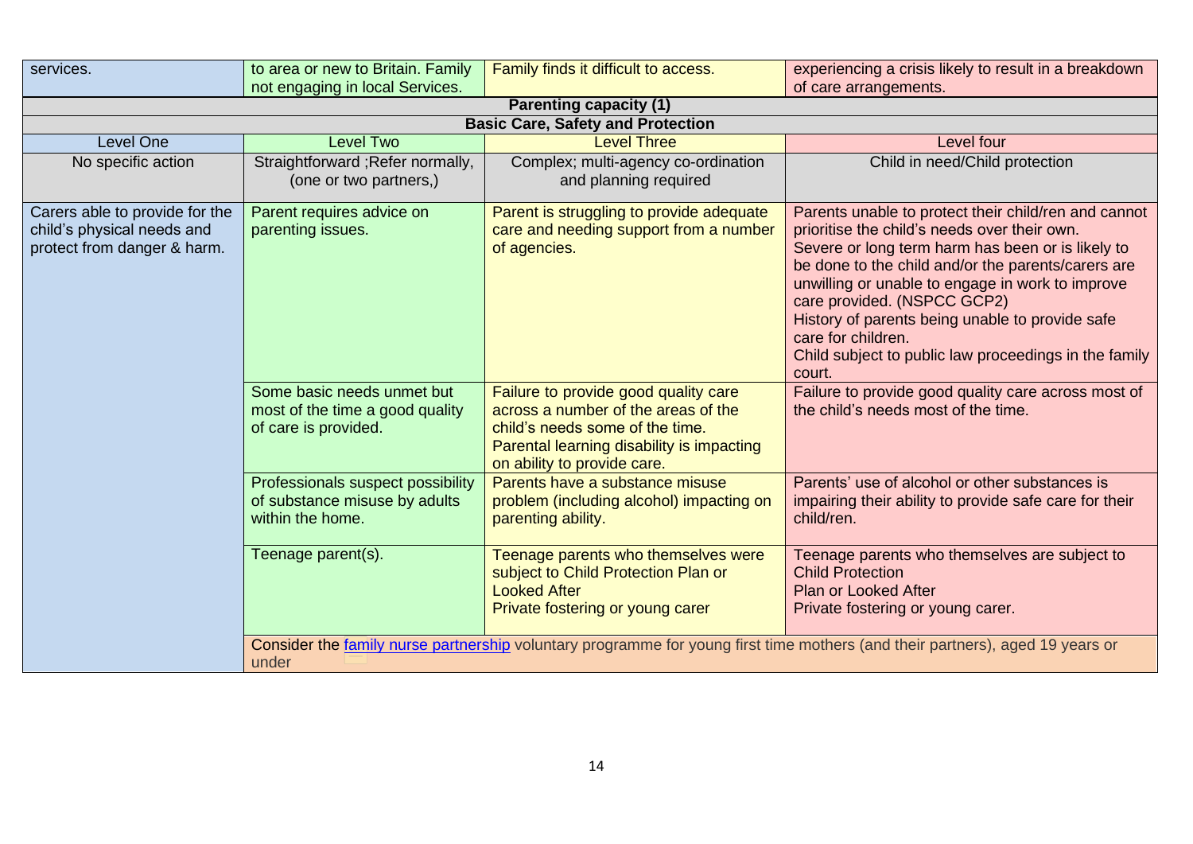| services. | to area or new to Britain. Family not engaging in local Services. | Family finds it difficult to access. | experiencing a crisis likely to result in a breakdown of care arrangements. |
|---|---|---|---|
| **Parenting capacity (1)** | | | |
| **Basic Care, Safety and Protection** | | | |
| Level One | Level Two | Level Three | Level four |
| No specific action | Straightforward ;Refer normally, (one or two partners,) | Complex; multi-agency co-ordination and planning required | Child in need/Child protection |
| Carers able to provide for the child's physical needs and protect from danger & harm. | Parent requires advice on parenting issues. | Parent is struggling to provide adequate care and needing support from a number of agencies. | Parents unable to protect their child/ren and cannot prioritise the child's needs over their own.<br>Severe or long term harm has been or is likely to be done to the child and/or the parents/carers are unwilling or unable to engage in work to improve care provided. (NSPCC GCP2)<br>History of parents being unable to provide safe care for children.<br>Child subject to public law proceedings in the family court. |
| | Some basic needs unmet but most of the time a good quality of care is provided. | Failure to provide good quality care across a number of the areas of the child's needs some of the time.<br>Parental learning disability is impacting on ability to provide care. | Failure to provide good quality care across most of the child's needs most of the time. |
| | Professionals suspect possibility of substance misuse by adults within the home. | Parents have a substance misuse problem (including alcohol) impacting on parenting ability. | Parents' use of alcohol or other substances is impairing their ability to provide safe care for their child/ren. |
| | Teenage parent(s). | Teenage parents who themselves were subject to Child Protection Plan or Looked After<br>Private fostering or young carer | Teenage parents who themselves are subject to Child Protection<br>Plan or Looked After<br>Private fostering or young carer. |
| | Consider the family nurse partnership voluntary programme for young first time mothers (and their partners), aged 19 years or under | | |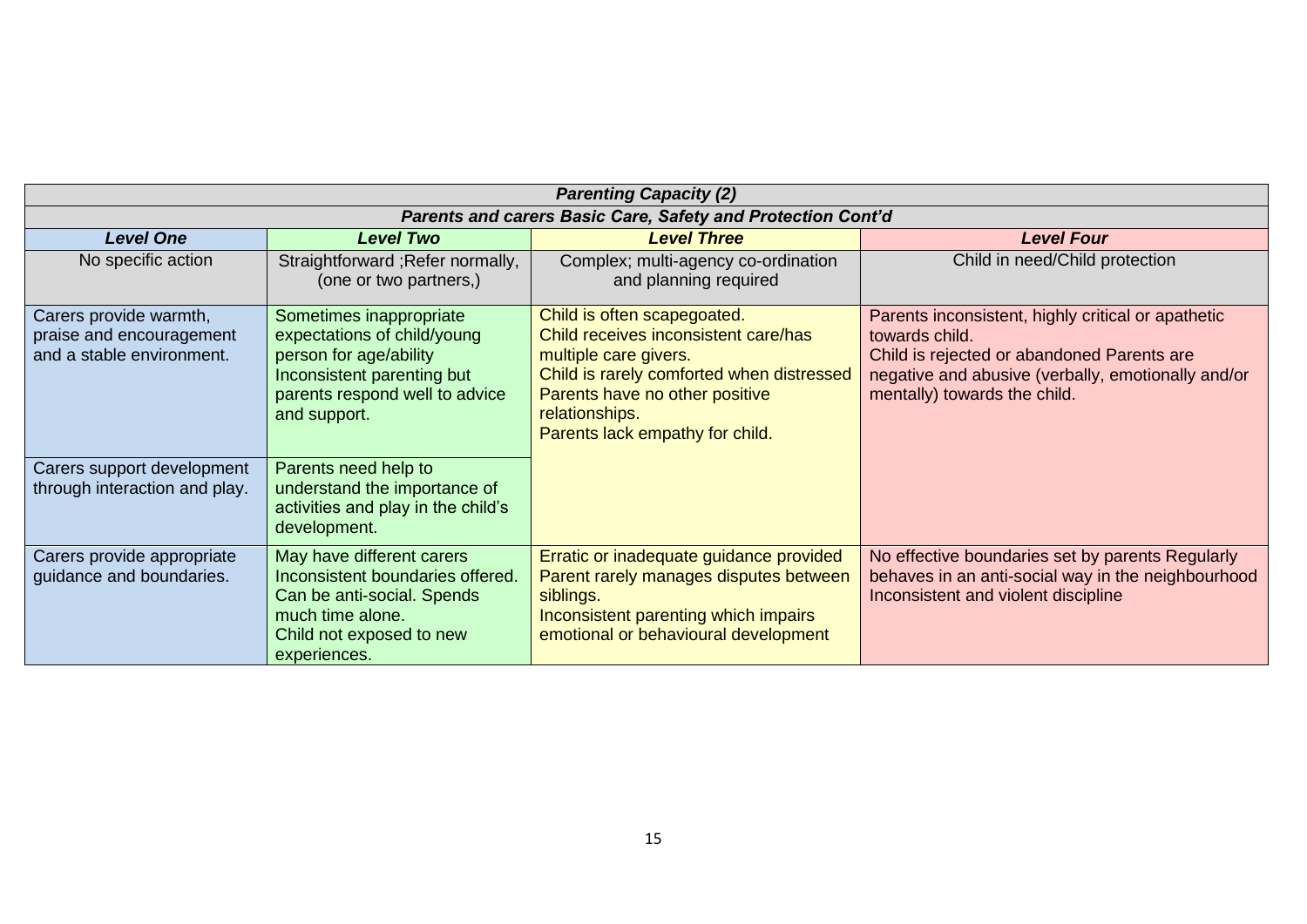| *Parenting Capacity (2)* | | | |
|---|---|---|---|
| ***Parents and carers Basic Care, Safety and Protection Cont'd*** | | | |
| ***Level One*** | ***Level Two*** | ***Level Three*** | ***Level Four*** |
| No specific action | Straightforward ;Refer normally, (one or two partners,) | Complex; multi-agency co-ordination and planning required | Child in need/Child protection |
| Carers provide warmth, praise and encouragement and a stable environment. | Sometimes inappropriate expectations of child/young person for age/ability<br>Inconsistent parenting but parents respond well to advice and support. | Child is often scapegoated.<br>Child receives inconsistent care/has multiple care givers.<br>Child is rarely comforted when distressed<br>Parents have no other positive relationships.<br>Parents lack empathy for child. | Parents inconsistent, highly critical or apathetic towards child.<br>Child is rejected or abandoned Parents are negative and abusive (verbally, emotionally and/or mentally) towards the child. |
| Carers support development through interaction and play. | Parents need help to understand the importance of activities and play in the child's development. | | |
| Carers provide appropriate guidance and boundaries. | May have different carers<br>Inconsistent boundaries offered.<br>Can be anti-social. Spends much time alone.<br>Child not exposed to new experiences. | Erratic or inadequate guidance provided<br>Parent rarely manages disputes between siblings.<br>Inconsistent parenting which impairs emotional or behavioural development | No effective boundaries set by parents Regularly behaves in an anti-social way in the neighbourhood<br>Inconsistent and violent discipline |